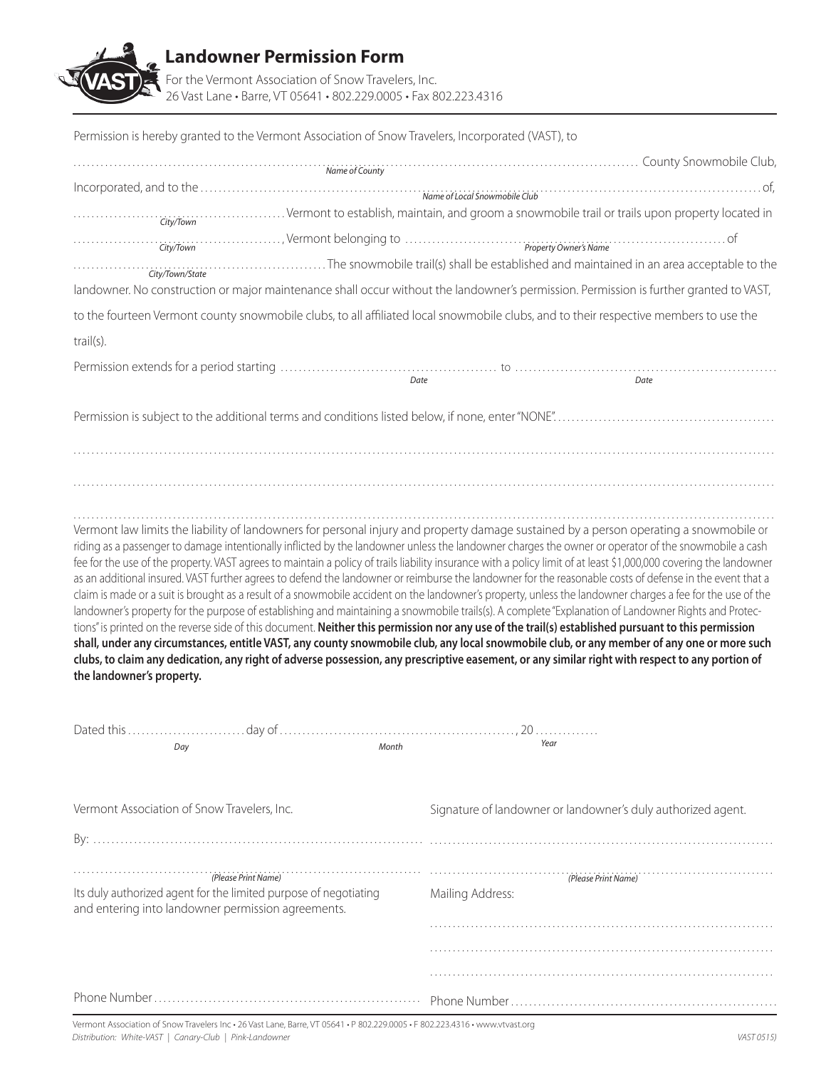# Landowner Permission Form

For the Vermont Association of Snow Travelers, Inc.
26 Vast Lane • Barre, VT 05641 • 802.229.0005 • Fax 802.223.4316

Permission is hereby granted to the Vermont Association of Snow Travelers, Incorporated (VAST), to

.......................................................................... County Snowmobile Club,
*Name of County*

Incorporated, and to the .......................................................................... of,
*Name of Local Snowmobile Club*

.......................................... Vermont to establish, maintain, and groom a snowmobile trail or trails upon property located in
*City/Town*

.........................................., Vermont belonging to .......................................................................... of
*City/Town* *Property Owner's Name*

.......................................... The snowmobile trail(s) shall be established and maintained in an area acceptable to the
*City/Town/State*

landowner. No construction or major maintenance shall occur without the landowner's permission. Permission is further granted to VAST, to the fourteen Vermont county snowmobile clubs, to all affiliated local snowmobile clubs, and to their respective members to use the trail(s).

Permission extends for a period starting .......................................... to ..........................................
*Date* *Date*

Permission is subject to the additional terms and conditions listed below, if none, enter "NONE". ..........................................

..........................................................................................................................................

..........................................................................................................................................

..........................................................................................................................................

Vermont law limits the liability of landowners for personal injury and property damage sustained by a person operating a snowmobile or riding as a passenger to damage intentionally inflicted by the landowner unless the landowner charges the owner or operator of the snowmobile a cash fee for the use of the property. VAST agrees to maintain a policy of trails liability insurance with a policy limit of at least $1,000,000 covering the landowner as an additional insured. VAST further agrees to defend the landowner or reimburse the landowner for the reasonable costs of defense in the event that a claim is made or a suit is brought as a result of a snowmobile accident on the landowner's property, unless the landowner charges a fee for the use of the landowner's property for the purpose of establishing and maintaining a snowmobile trails(s). A complete "Explanation of Landowner Rights and Protections" is printed on the reverse side of this document. **Neither this permission nor any use of the trail(s) established pursuant to this permission shall, under any circumstances, entitle VAST, any county snowmobile club, any local snowmobile club, or any member of any one or more such clubs, to claim any dedication, any right of adverse possession, any prescriptive easement, or any similar right with respect to any portion of the landowner's property.**

Dated this .......................... day of .........................................., 20 .............
*Day* *Month* *Year*

| Vermont Association of Snow Travelers, Inc. | Signature of landowner or landowner's duly authorized agent. |
|---|---|
| By: .......................................... | .......................................... |
| .......................................... *(Please Print Name)* | .......................................... *(Please Print Name)* |
| Its duly authorized agent for the limited purpose of negotiating and entering into landowner permission agreements. | Mailing Address: |
| | .......................................... |
| | .......................................... |
| | .......................................... |
| Phone Number .......................................... | Phone Number .......................................... |

Vermont Association of Snow Travelers Inc • 26 Vast Lane, Barre, VT 05641 • P 802.229.0005 • F 802.223.4316 • www.vtvast.org

*Distribution: White-VAST | Canary-Club | Pink-Landowner*

*VAST 0515)*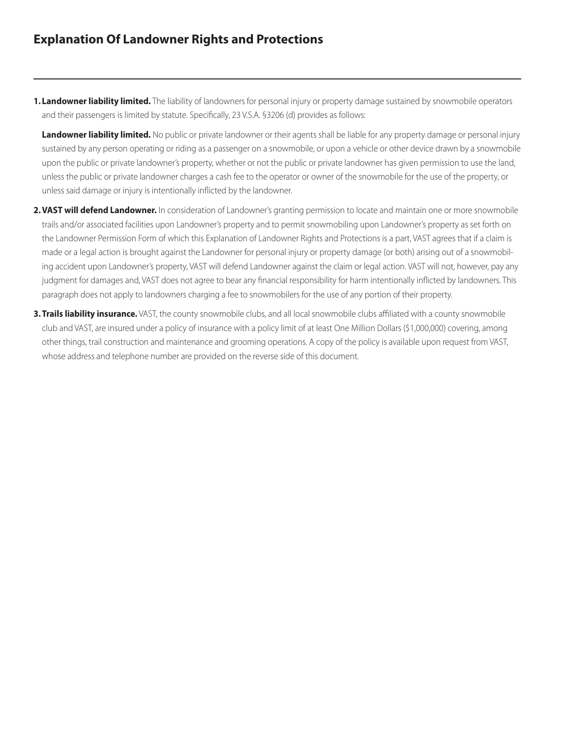## Explanation Of Landowner Rights and Protections

1. **Landowner liability limited.** The liability of landowners for personal injury or property damage sustained by snowmobile operators and their passengers is limited by statute. Specifically, 23 V.S.A. §3206 (d) provides as follows:

   **Landowner liability limited.** No public or private landowner or their agents shall be liable for any property damage or personal injury sustained by any person operating or riding as a passenger on a snowmobile, or upon a vehicle or other device drawn by a snowmobile upon the public or private landowner's property, whether or not the public or private landowner has given permission to use the land, unless the public or private landowner charges a cash fee to the operator or owner of the snowmobile for the use of the property, or unless said damage or injury is intentionally inflicted by the landowner.

2. **VAST will defend Landowner.** In consideration of Landowner's granting permission to locate and maintain one or more snowmobile trails and/or associated facilities upon Landowner's property and to permit snowmobiling upon Landowner's property as set forth on the Landowner Permission Form of which this Explanation of Landowner Rights and Protections is a part, VAST agrees that if a claim is made or a legal action is brought against the Landowner for personal injury or property damage (or both) arising out of a snowmobiling accident upon Landowner's property, VAST will defend Landowner against the claim or legal action. VAST will not, however, pay any judgment for damages and, VAST does not agree to bear any financial responsibility for harm intentionally inflicted by landowners. This paragraph does not apply to landowners charging a fee to snowmobilers for the use of any portion of their property.

3. **Trails liability insurance.** VAST, the county snowmobile clubs, and all local snowmobile clubs affiliated with a county snowmobile club and VAST, are insured under a policy of insurance with a policy limit of at least One Million Dollars ($1,000,000) covering, among other things, trail construction and maintenance and grooming operations. A copy of the policy is available upon request from VAST, whose address and telephone number are provided on the reverse side of this document.